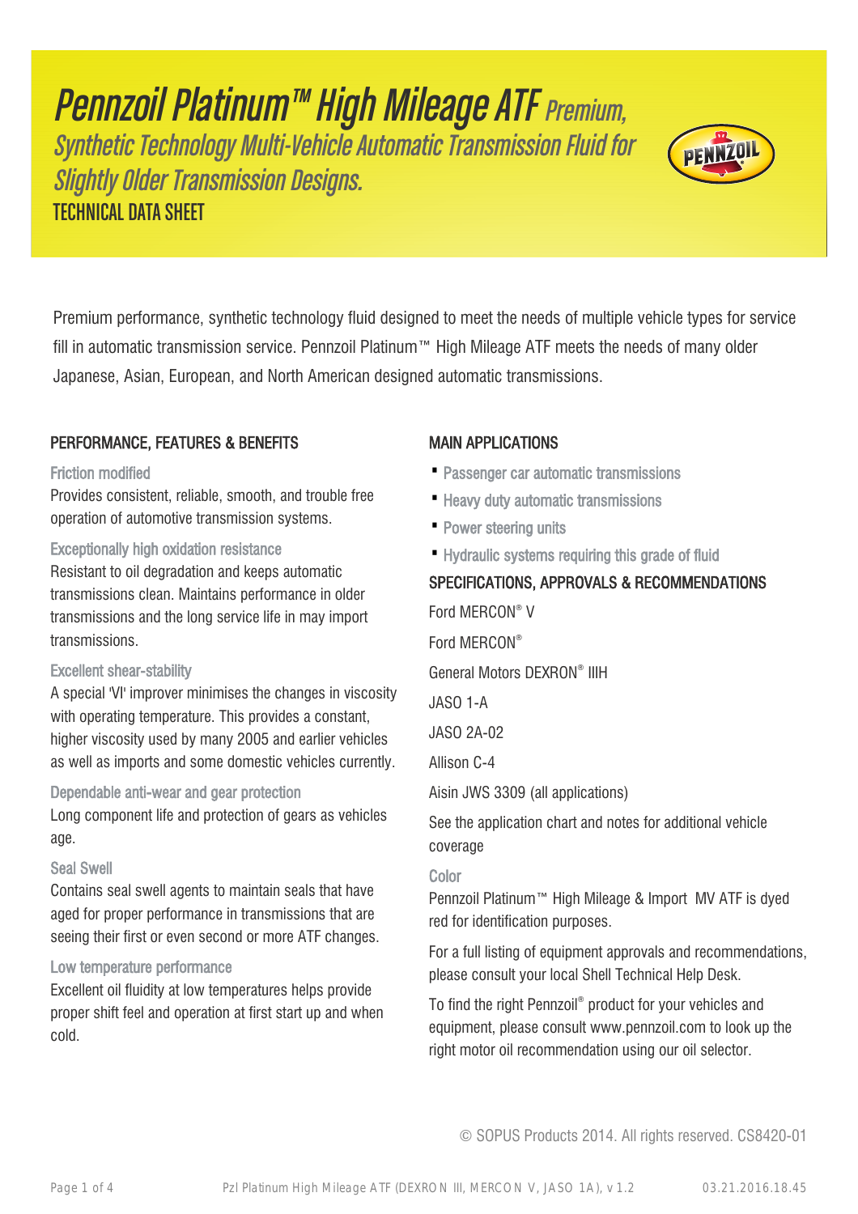# Pennzoil Platinum™ High Mileage ATF *Premium, Synthetic Technology Multi-Vehicle Automatic Transmission Fluid for Slightly Older Transmission Designs.*

TECHNICAL DATA SHEET

Premium performance, synthetic technology fluid designed to meet the needs of multiple vehicle types for service fill in automatic transmission service. Pennzoil Platinum™ High Mileage ATF meets the needs of many older Japanese, Asian, European, and North American designed automatic transmissions.

## PERFORMANCE, FEATURES & BENEFITS

### Friction modified

Provides consistent, reliable, smooth, and trouble free operation of automotive transmission systems.

### Exceptionally high oxidation resistance

Resistant to oil degradation and keeps automatic transmissions clean. Maintains performance in older transmissions and the long service life in may import transmissions.

### Excellent shear-stability

A special 'VI' improver minimises the changes in viscosity with operating temperature. This provides a constant, higher viscosity used by many 2005 and earlier vehicles as well as imports and some domestic vehicles currently.

### Dependable anti-wear and gear protection

Long component life and protection of gears as vehicles age.

### Seal Swell

Contains seal swell agents to maintain seals that have aged for proper performance in transmissions that are seeing their first or even second or more ATF changes.

### Low temperature performance

Excellent oil fluidity at low temperatures helps provide proper shift feel and operation at first start up and when cold.

## MAIN APPLICATIONS

- Passenger car automatic transmissions
- Heavy duty automatic transmissions
- Power steering units
- Hydraulic systems requiring this grade of fluid

## SPECIFICATIONS, APPROVALS & RECOMMENDATIONS

Ford MERCON® V

Ford MERCON®

General Motors DEXRON® IIIH

JASO 1-A

JASO 2A-02

Allison C-4

Aisin JWS 3309 (all applications)

See the application chart and notes for additional vehicle coverage

### Color

Pennzoil Platinum™ High Mileage & Import MV ATF is dyed red for identification purposes.

For a full listing of equipment approvals and recommendations, please consult your local Shell Technical Help Desk.

To find the right Pennzoil® product for your vehicles and equipment, please consult www.pennzoil.com to look up the right motor oil recommendation using our oil selector.

© SOPUS Products 2014. All rights reserved. CS8420-01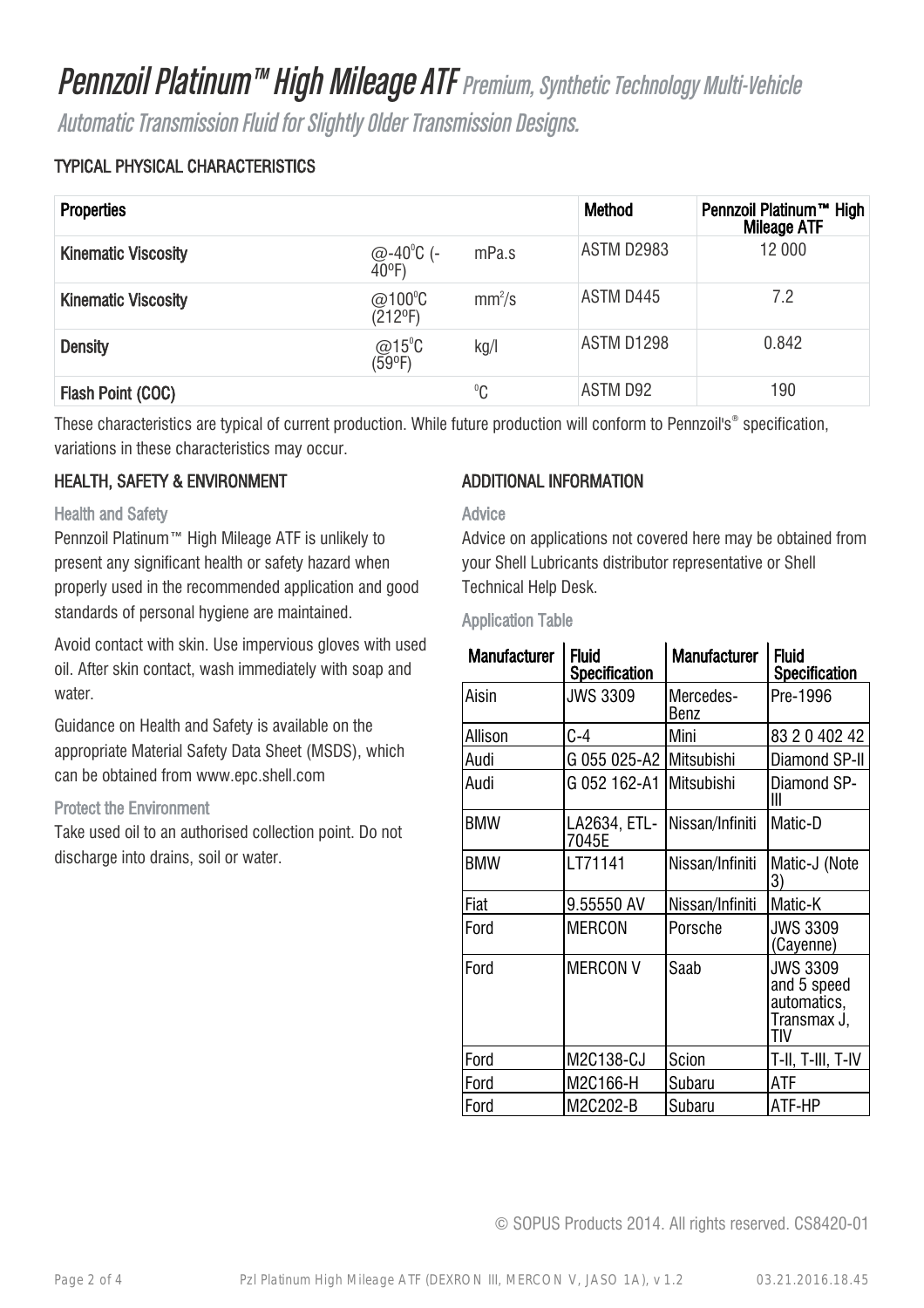# *Pennzoil Platinum™ High Mileage ATF Premium, Synthetic Technology Multi-Vehicle Automatic Transmission Fluid for Slightly Older Transmission Designs.*

## TYPICAL PHYSICAL CHARACTERISTICS

| Properties | | | Method | Pennzoil Platinum™ High Mileage ATF |
|---|---|---|---|---|
| Kinematic Viscosity | @-40°C (-40°F) | mPa.s | ASTM D2983 | 12 000 |
| Kinematic Viscosity | @100°C (212°F) | $mm^2/s$ | ASTM D445 | 7.2 |
| Density | @15°C (59°F) | kg/l | ASTM D1298 | 0.842 |
| Flash Point (COC) | | °C | ASTM D92 | 190 |

These characteristics are typical of current production. While future production will conform to Pennzoil's® specification, variations in these characteristics may occur.

## HEALTH, SAFETY & ENVIRONMENT

### Health and Safety

Pennzoil Platinum™ High Mileage ATF is unlikely to present any significant health or safety hazard when properly used in the recommended application and good standards of personal hygiene are maintained.

Avoid contact with skin. Use impervious gloves with used oil. After skin contact, wash immediately with soap and water.

Guidance on Health and Safety is available on the appropriate Material Safety Data Sheet (MSDS), which can be obtained from www.epc.shell.com

### Protect the Environment

Take used oil to an authorised collection point. Do not discharge into drains, soil or water.

## ADDITIONAL INFORMATION

### Advice

Advice on applications not covered here may be obtained from your Shell Lubricants distributor representative or Shell Technical Help Desk.

### Application Table

| Manufacturer | Fluid Specification | Manufacturer | Fluid Specification |
|---|---|---|---|
| Aisin | JWS 3309 | Mercedes-Benz | Pre-1996 |
| Allison | C-4 | Mini | 83 2 0 402 42 |
| Audi | G 055 025-A2 | Mitsubishi | Diamond SP-II |
| Audi | G 052 162-A1 | Mitsubishi | Diamond SP-III |
| BMW | LA2634, ETL-7045E | Nissan/Infiniti | Matic-D |
| BMW | LT71141 | Nissan/Infiniti | Matic-J (Note 3) |
| Fiat | 9.55550 AV | Nissan/Infiniti | Matic-K |
| Ford | MERCON | Porsche | JWS 3309 (Cayenne) |
| Ford | MERCON V | Saab | JWS 3309 and 5 speed automatics, Transmax J, TIV |
| Ford | M2C138-CJ | Scion | T-II, T-III, T-IV |
| Ford | M2C166-H | Subaru | ATF |
| Ford | M2C202-B | Subaru | ATF-HP |

© SOPUS Products 2014. All rights reserved. CS8420-01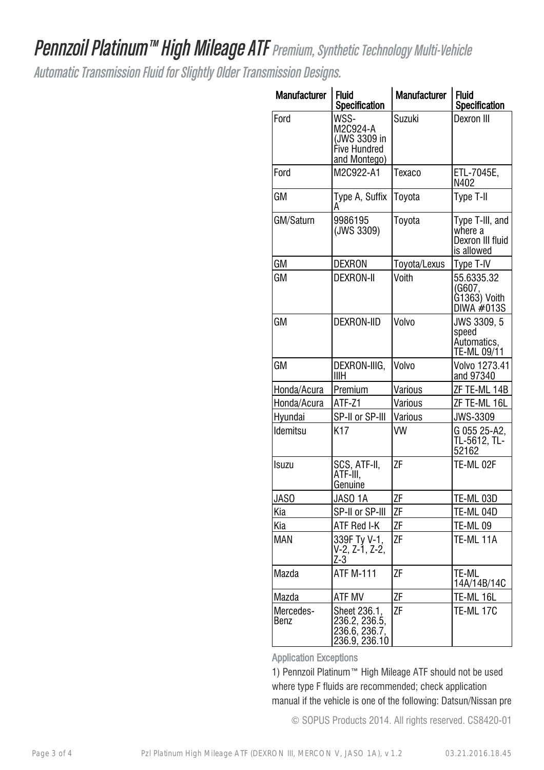# Pennzoil Platinum™ High Mileage ATF *Premium, Synthetic Technology Multi-Vehicle Automatic Transmission Fluid for Slightly Older Transmission Designs.*

| Manufacturer | Fluid Specification | Manufacturer | Fluid Specification |
|---|---|---|---|
| Ford | WSS-M2C924-A (JWS 3309 in Five Hundred and Montego) | Suzuki | Dexron III |
| Ford | M2C922-A1 | Texaco | ETL-7045E, N402 |
| GM | Type A, Suffix A | Toyota | Type T-II |
| GM/Saturn | 9986195 (JWS 3309) | Toyota | Type T-III, and where a Dexron III fluid is allowed |
| GM | DEXRON | Toyota/Lexus | Type T-IV |
| GM | DEXRON-II | Voith | 55.6335.32 (G607, G1363) Voith DIWA #013S |
| GM | DEXRON-IID | Volvo | JWS 3309, 5 speed Automatics, TE-ML 09/11 |
| GM | DEXRON-IIIG, IIIH | Volvo | Volvo 1273.41 and 97340 |
| Honda/Acura | Premium | Various | ZF TE-ML 14B |
| Honda/Acura | ATF-Z1 | Various | ZF TE-ML 16L |
| Hyundai | SP-II or SP-III | Various | JWS-3309 |
| Idemitsu | K17 | VW | G 055 25-A2, TL-5612, TL-52162 |
| Isuzu | SCS, ATF-II, ATF-III, Genuine | ZF | TE-ML 02F |
| JASO | JASO 1A | ZF | TE-ML 03D |
| Kia | SP-II or SP-III | ZF | TE-ML 04D |
| Kia | ATF Red I-K | ZF | TE-ML 09 |
| MAN | 339F Ty V-1, V-2, Z-1, Z-2, Z-3 | ZF | TE-ML 11A |
| Mazda | ATF M-111 | ZF | TE-ML 14A/14B/14C |
| Mazda | ATF MV | ZF | TE-ML 16L |
| Mercedes-Benz | Sheet 236.1, 236.2, 236.5, 236.6, 236.7, 236.9, 236.10 | ZF | TE-ML 17C |

**Application Exceptions**

1) Pennzoil Platinum™ High Mileage ATF should not be used where type F fluids are recommended; check application manual if the vehicle is one of the following: Datsun/Nissan pre

© SOPUS Products 2014. All rights reserved. CS8420-01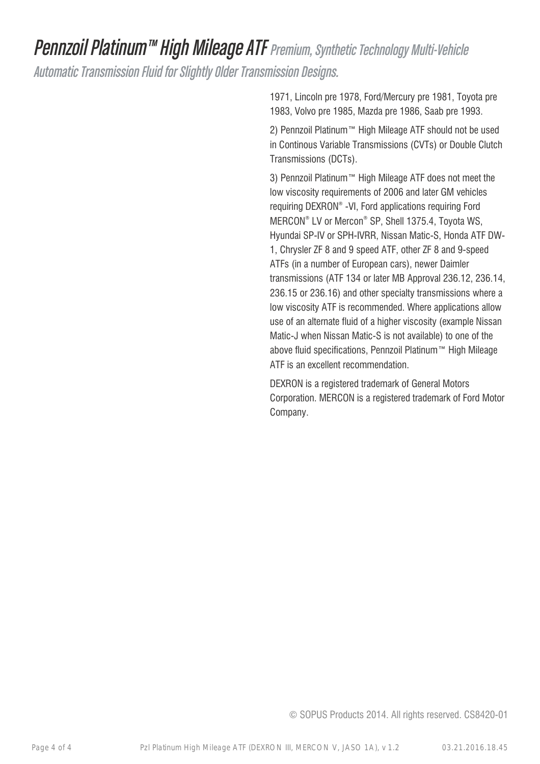# Pennzoil Platinum™ High Mileage ATF *Premium, Synthetic Technology Multi-Vehicle Automatic Transmission Fluid for Slightly Older Transmission Designs.*

1971, Lincoln pre 1978, Ford/Mercury pre 1981, Toyota pre 1983, Volvo pre 1985, Mazda pre 1986, Saab pre 1993.

2) Pennzoil Platinum™ High Mileage ATF should not be used in Continous Variable Transmissions (CVTs) or Double Clutch Transmissions (DCTs).

3) Pennzoil Platinum™ High Mileage ATF does not meet the low viscosity requirements of 2006 and later GM vehicles requiring DEXRON® -VI, Ford applications requiring Ford MERCON® LV or Mercon® SP, Shell 1375.4, Toyota WS, Hyundai SP-IV or SPH-IVRR, Nissan Matic-S, Honda ATF DW-1, Chrysler ZF 8 and 9 speed ATF, other ZF 8 and 9-speed ATFs (in a number of European cars), newer Daimler transmissions (ATF 134 or later MB Approval 236.12, 236.14, 236.15 or 236.16) and other specialty transmissions where a low viscosity ATF is recommended. Where applications allow use of an alternate fluid of a higher viscosity (example Nissan Matic-J when Nissan Matic-S is not available) to one of the above fluid specifications, Pennzoil Platinum™ High Mileage ATF is an excellent recommendation.

DEXRON is a registered trademark of General Motors Corporation. MERCON is a registered trademark of Ford Motor Company.

© SOPUS Products 2014. All rights reserved. CS8420-01